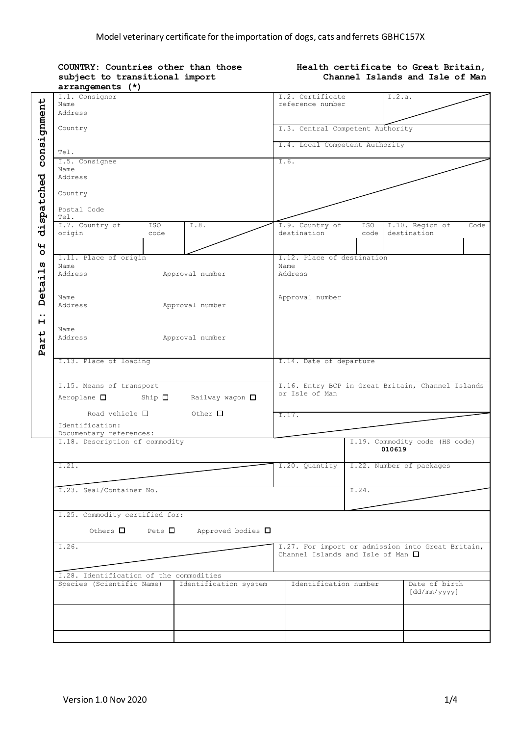# Model veterinary certificate for the importation of dogs, cats and ferrets GBHC157X

**COUNTRY: Countries other than those subject to transitional import arrangements (*)**

**Health certificate to Great Britain, Channel Islands and Isle of Man**

**Part I: Details of dispatched consignment**

| | |
|---|---|
| I.1. Consignor<br>Name<br>Address<br><br>Country<br><br>Tel. | I.2. Certificate reference number / I.2.a.<br><br>I.3. Central Competent Authority<br><br>I.4. Local Competent Authority |
| I.5. Consignee<br>Name<br>Address<br><br>Country<br><br>Postal Code<br>Tel. | I.6. |
| I.7. Country of origin / ISO code / I.8. | I.9. Country of destination / ISO code / I.10. Region of destination / Code |
| I.11. Place of origin<br>Name<br>Address — Approval number<br><br>Name<br>Address — Approval number<br><br>Name<br>Address — Approval number | I.12. Place of destination<br>Name<br>Address<br><br>Approval number |
| I.13. Place of loading | I.14. Date of departure |
| I.15. Means of transport<br>Aeroplane ☐ Ship ☐ Railway wagon ☐<br>Road vehicle ☐ Other ☐<br>Identification:<br>Documentary references: | I.16. Entry BCP in Great Britain, Channel Islands or Isle of Man<br><br>I.17. |
| I.18. Description of commodity | I.19. Commodity code (HS code)<br>**010619** |
| I.21. | I.20. Quantity / I.22. Number of packages |
| I.23. Seal/Container No. | I.24. |
| I.25. Commodity certified for:<br>Others ☐ Pets ☐ Approved bodies ☐ | |
| I.26. | I.27. For import or admission into Great Britain, Channel Islands and Isle of Man ☐ |

I.28. Identification of the commodities

| Species (Scientific Name) | Identification system | Identification number | Date of birth [dd/mm/yyyy] |
|---|---|---|---|
| | | | |
| | | | |
| | | | |

Version 1.0 Nov 2020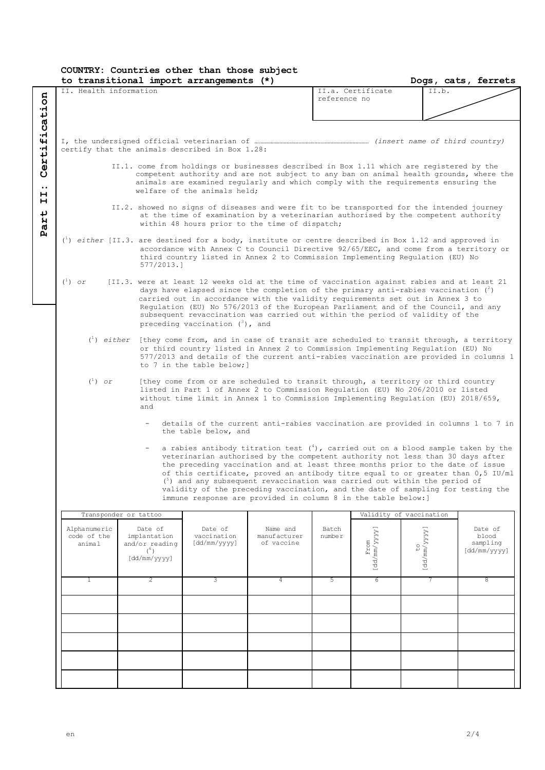**COUNTRY: Countries other than those subject to transitional import arrangements (*)** **Dogs, cats, ferrets**

**Part II: Certification**

| II. Health information | II.a. Certificate reference no | II.b. |
|---|---|---|

I, the undersigned official veterinarian of ……………………………………………………… *(insert name of third country)* certify that the animals described in Box 1.28:

II.1. come from holdings or businesses described in Box 1.11 which are registered by the competent authority and are not subject to any ban on animal health grounds, where the animals are examined regularly and which comply with the requirements ensuring the welfare of the animals held;

II.2. showed no signs of diseases and were fit to be transported for the intended journey at the time of examination by a veterinarian authorised by the competent authority within 48 hours prior to the time of dispatch;

([1]) *either* [II.3. are destined for a body, institute or centre described in Box 1.12 and approved in accordance with Annex C to Council Directive 92/65/EEC, and come from a territory or third country listed in Annex 2 to Commission Implementing Regulation (EU) No 577/2013.]

([1]) *or* [II.3. were at least 12 weeks old at the time of vaccination against rabies and at least 21 days have elapsed since the completion of the primary anti-rabies vaccination ([2]) carried out in accordance with the validity requirements set out in Annex 3 to Regulation (EU) No 576/2013 of the European Parliament and of the Council, and any subsequent revaccination was carried out within the period of validity of the preceding vaccination ([3]), and

([1]) *either* [they come from, and in case of transit are scheduled to transit through, a territory or third country listed in Annex 2 to Commission Implementing Regulation (EU) No 577/2013 and details of the current anti-rabies vaccination are provided in columns 1 to 7 in the table below;]

([1]) *or* [they come from or are scheduled to transit through, a territory or third country listed in Part 1 of Annex 2 to Commission Regulation (EU) No 206/2010 or listed without time limit in Annex 1 to Commission Implementing Regulation (EU) 2018/659, and

- details of the current anti-rabies vaccination are provided in columns 1 to 7 in the table below, and

- a rabies antibody titration test ([4]), carried out on a blood sample taken by the veterinarian authorised by the competent authority not less than 30 days after the preceding vaccination and at least three months prior to the date of issue of this certificate, proved an antibody titre equal to or greater than 0,5 IU/ml ([5]) and any subsequent revaccination was carried out within the period of validity of the preceding vaccination, and the date of sampling for testing the immune response are provided in column 8 in the table below:]

| Transponder or tattoo | | | | | Validity of vaccination | | |
|---|---|---|---|---|---|---|---|
| Alphanumeric code of the animal | Date of implantation and/or reading ([6]) [dd/mm/yyyy] | Date of vaccination [dd/mm/yyyy] | Name and manufacturer of vaccine | Batch number | From [dd/mm/yyyy] | to [dd/mm/yyyy] | Date of blood sampling [dd/mm/yyyy] |
| 1 | 2 | 3 | 4 | 5 | 6 | 7 | 8 |
| | | | | | | | |
| | | | | | | | |
| | | | | | | | |
| | | | | | | | |
| | | | | | | | |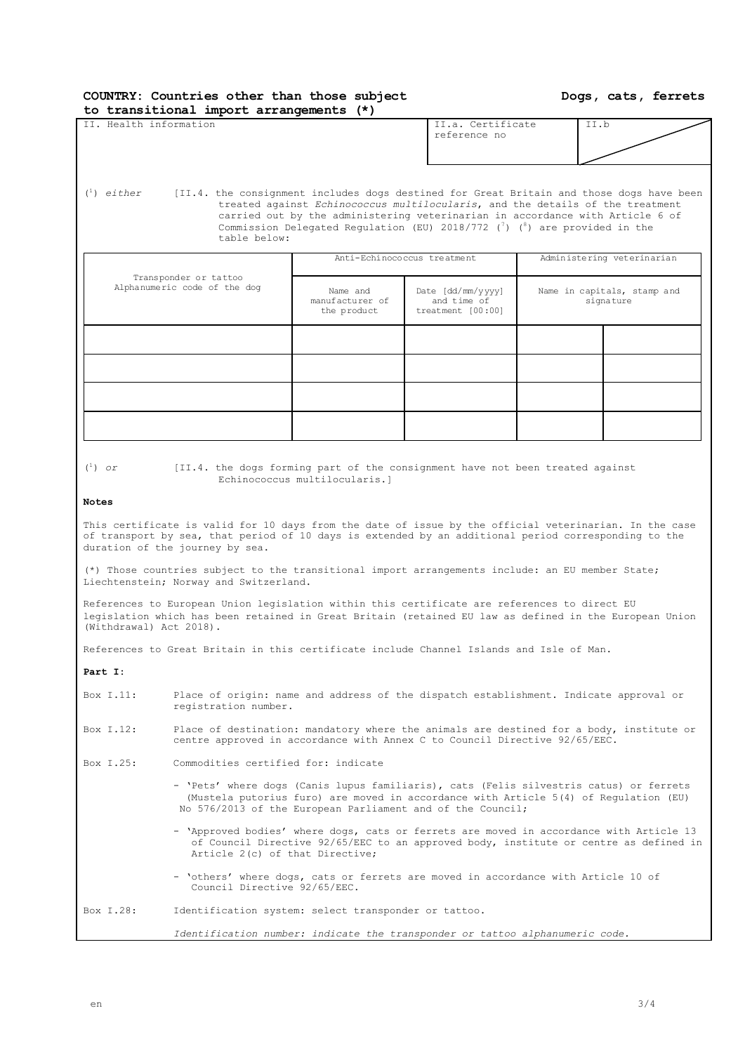**COUNTRY: Countries other than those subject to transitional import arrangements (*)**

**Dogs, cats, ferrets**

| II. Health information | II.a. Certificate reference no | II.b |
|---|---|---|

([1]) *either* [II.4. the consignment includes dogs destined for Great Britain and those dogs have been treated against *Echinococcus multilocularis*, and the details of the treatment carried out by the administering veterinarian in accordance with Article 6 of Commission Delegated Regulation (EU) 2018/772 ([7]) ([8]) are provided in the table below:

| Transponder or tattoo Alphanumeric code of the dog | Anti-Echinococcus treatment | | Administering veterinarian | |
|---|---|---|---|---|
| | Name and manufacturer of the product | Date [dd/mm/yyyy] and time of treatment [00:00] | Name in capitals, stamp and signature | |
| | | | | |
| | | | | |
| | | | | |
| | | | | |

([1]) *or* [II.4. the dogs forming part of the consignment have not been treated against Echinococcus multilocularis.]

**Notes**

This certificate is valid for 10 days from the date of issue by the official veterinarian. In the case of transport by sea, that period of 10 days is extended by an additional period corresponding to the duration of the journey by sea.

(*) Those countries subject to the transitional import arrangements include: an EU member State; Liechtenstein; Norway and Switzerland.

References to European Union legislation within this certificate are references to direct EU legislation which has been retained in Great Britain (retained EU law as defined in the European Union (Withdrawal) Act 2018).

References to Great Britain in this certificate include Channel Islands and Isle of Man.

**Part I**:

Box I.11: Place of origin: name and address of the dispatch establishment. Indicate approval or registration number.

Box I.12: Place of destination: mandatory where the animals are destined for a body, institute or centre approved in accordance with Annex C to Council Directive 92/65/EEC.

Box I.25: Commodities certified for: indicate

- 'Pets' where dogs (Canis lupus familiaris), cats (Felis silvestris catus) or ferrets (Mustela putorius furo) are moved in accordance with Article 5(4) of Regulation (EU) No 576/2013 of the European Parliament and of the Council;
- 'Approved bodies' where dogs, cats or ferrets are moved in accordance with Article 13 of Council Directive 92/65/EEC to an approved body, institute or centre as defined in Article 2(c) of that Directive;
- 'others' where dogs, cats or ferrets are moved in accordance with Article 10 of Council Directive 92/65/EEC.

Box I.28: Identification system: select transponder or tattoo.

*Identification number: indicate the transponder or tattoo alphanumeric code.*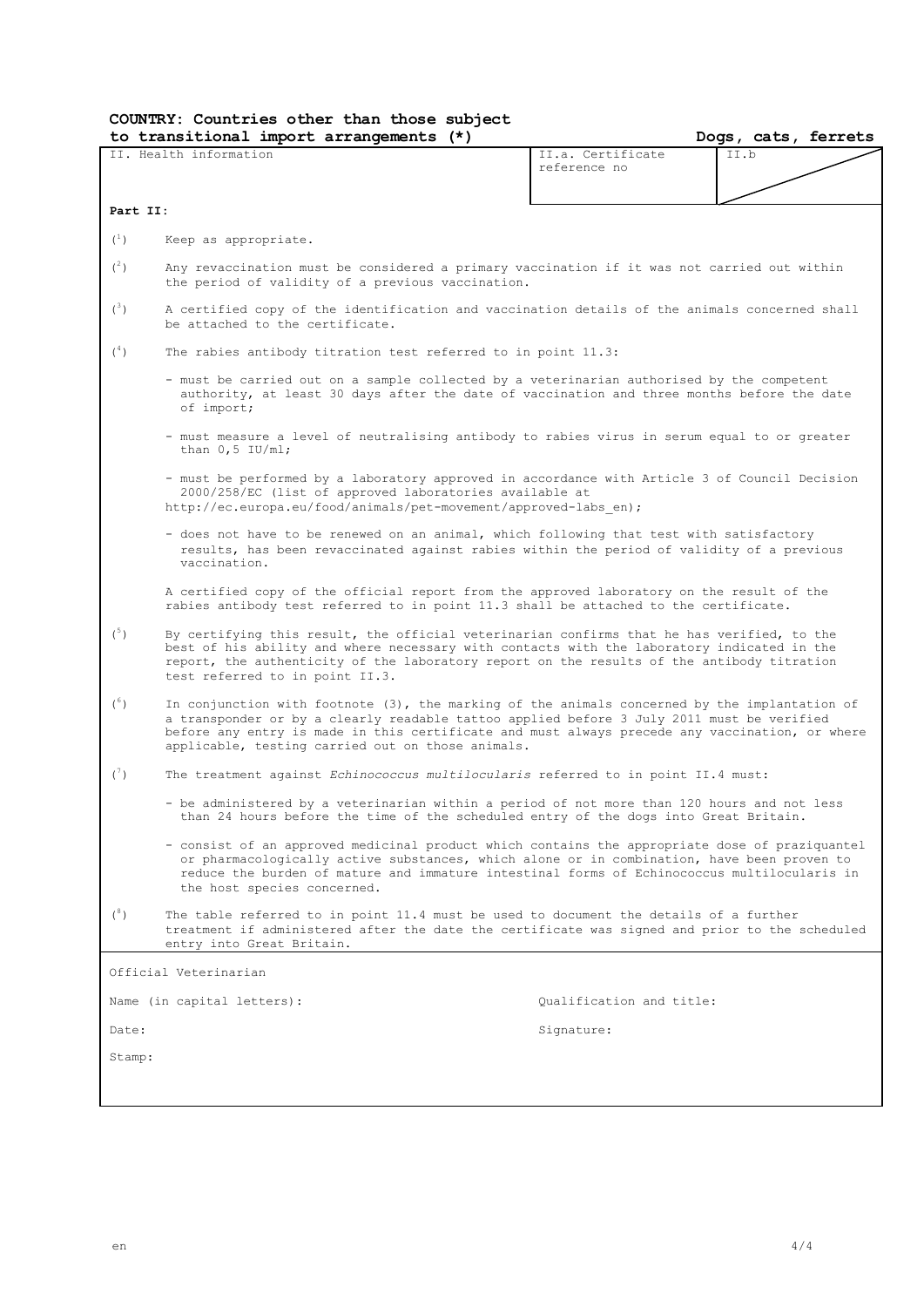**COUNTRY: Countries other than those subject to transitional import arrangements (*)**

**Dogs, cats, ferrets**

| II. Health information | II.a. Certificate reference no | II.b |
|---|---|---|

**Part II:**

(1) Keep as appropriate.

(2) Any revaccination must be considered a primary vaccination if it was not carried out within the period of validity of a previous vaccination.

(3) A certified copy of the identification and vaccination details of the animals concerned shall be attached to the certificate.

(4) The rabies antibody titration test referred to in point 11.3:

- must be carried out on a sample collected by a veterinarian authorised by the competent authority, at least 30 days after the date of vaccination and three months before the date of import;
- must measure a level of neutralising antibody to rabies virus in serum equal to or greater than 0,5 IU/ml;
- must be performed by a laboratory approved in accordance with Article 3 of Council Decision 2000/258/EC (list of approved laboratories available at http://ec.europa.eu/food/animals/pet-movement/approved-labs_en);
- does not have to be renewed on an animal, which following that test with satisfactory results, has been revaccinated against rabies within the period of validity of a previous vaccination.

A certified copy of the official report from the approved laboratory on the result of the rabies antibody test referred to in point 11.3 shall be attached to the certificate.

(5) By certifying this result, the official veterinarian confirms that he has verified, to the best of his ability and where necessary with contacts with the laboratory indicated in the report, the authenticity of the laboratory report on the results of the antibody titration test referred to in point II.3.

(6) In conjunction with footnote (3), the marking of the animals concerned by the implantation of a transponder or by a clearly readable tattoo applied before 3 July 2011 must be verified before any entry is made in this certificate and must always precede any vaccination, or where applicable, testing carried out on those animals.

(7) The treatment against *Echinococcus multilocularis* referred to in point II.4 must:

- be administered by a veterinarian within a period of not more than 120 hours and not less than 24 hours before the time of the scheduled entry of the dogs into Great Britain.
- consist of an approved medicinal product which contains the appropriate dose of praziquantel or pharmacologically active substances, which alone or in combination, have been proven to reduce the burden of mature and immature intestinal forms of Echinococcus multilocularis in the host species concerned.

(8) The table referred to in point 11.4 must be used to document the details of a further treatment if administered after the date the certificate was signed and prior to the scheduled entry into Great Britain.

Official Veterinarian

| | |
|---|---|
| Name (in capital letters): | Qualification and title: |
| Date: | Signature: |
| Stamp: | |